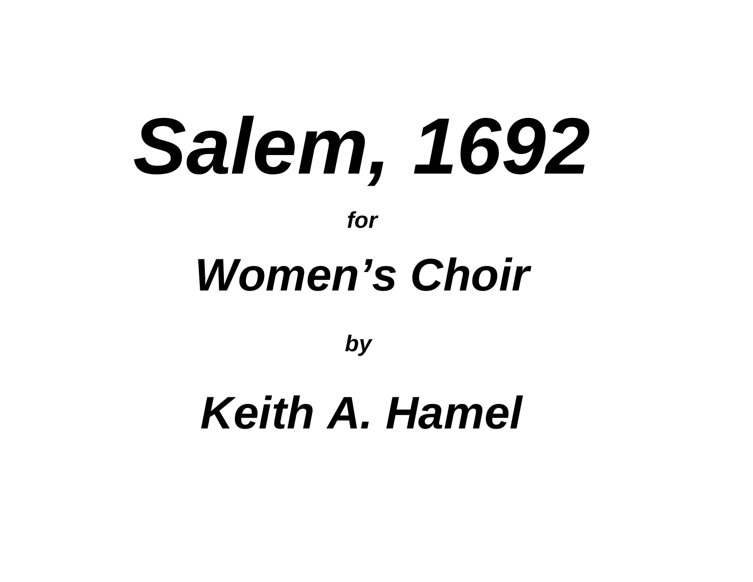# *Salem, 1692*

***for***

## *Women's Choir*

***by***

## *Keith A. Hamel*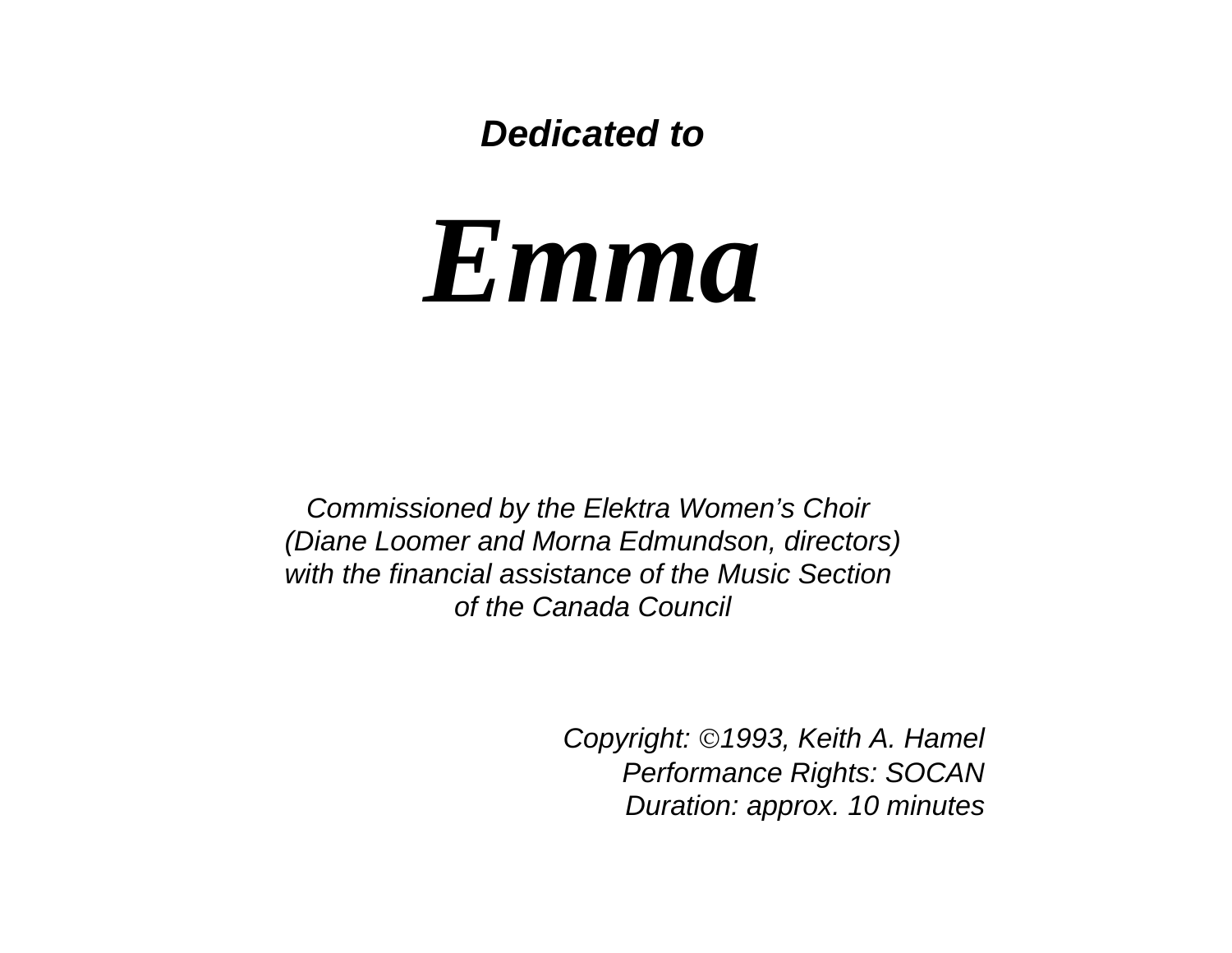***Dedicated to***

# *Emma*

*Commissioned by the Elektra Women's Choir*
*(Diane Loomer and Morna Edmundson, directors)*
*with the financial assistance of the Music Section*
*of the Canada Council*

*Copyright: ©1993, Keith A. Hamel*
*Performance Rights: SOCAN*
*Duration: approx. 10 minutes*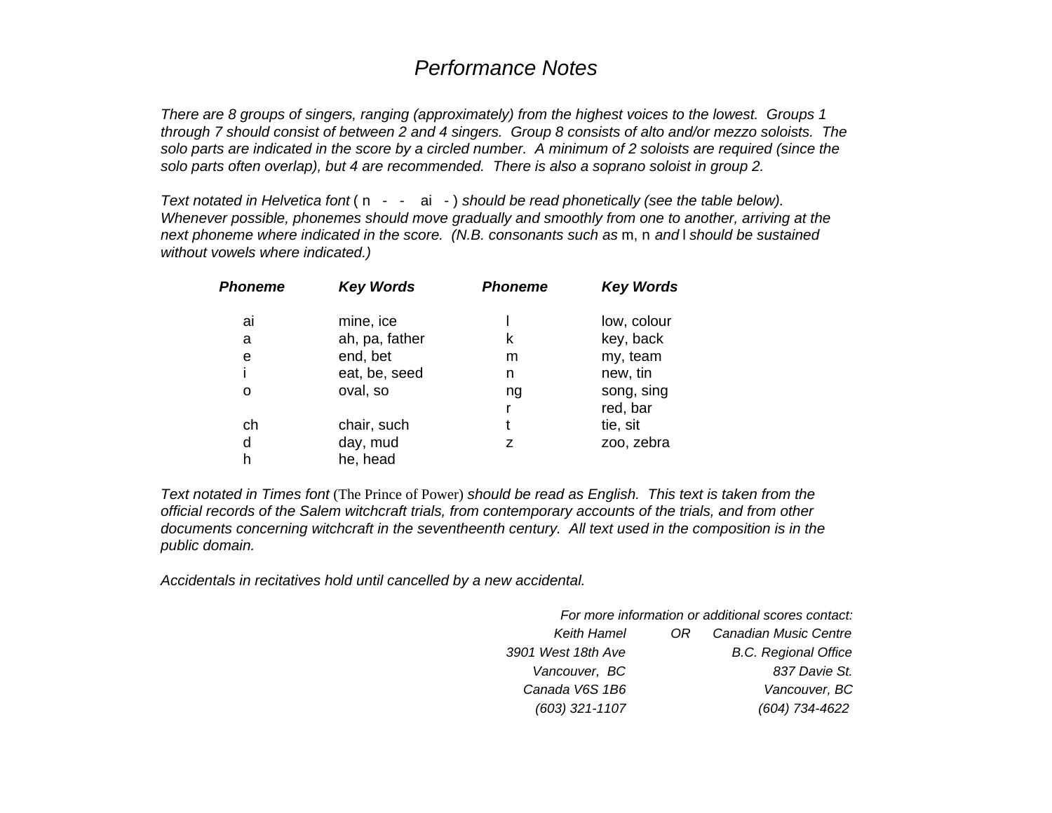## *Performance Notes*

*There are 8 groups of singers, ranging (approximately) from the highest voices to the lowest. Groups 1 through 7 should consist of between 2 and 4 singers. Group 8 consists of alto and/or mezzo soloists. The solo parts are indicated in the score by a circled number. A minimum of 2 soloists are required (since the solo parts often overlap), but 4 are recommended. There is also a soprano soloist in group 2.*

*Text notated in Helvetica font* ( n - - ai - ) *should be read phonetically (see the table below). Whenever possible, phonemes should move gradually and smoothly from one to another, arriving at the next phoneme where indicated in the score. (N.B. consonants such as* m, n *and* l *should be sustained without vowels where indicated.)*

| ***Phoneme*** | ***Key Words*** | ***Phoneme*** | ***Key Words*** |
|---|---|---|---|
| ai | mine, ice | l | low, colour |
| a | ah, pa, father | k | key, back |
| e | end, bet | m | my, team |
| i | eat, be, seed | n | new, tin |
| o | oval, so | ng | song, sing |
| | | r | red, bar |
| ch | chair, such | t | tie, sit |
| d | day, mud | z | zoo, zebra |
| h | he, head | | |

*Text notated in Times font* (The Prince of Power) *should be read as English. This text is taken from the official records of the Salem witchcraft trials, from contemporary accounts of the trials, and from other documents concerning witchcraft in the seventheenth century. All text used in the composition is in the public domain.*

*Accidentals in recitatives hold until cancelled by a new accidental.*

*For more information or additional scores contact:*

| | | |
|---|---|---|
| *Keith Hamel* | *OR* | *Canadian Music Centre* |
| *3901 West 18th Ave* | | *B.C. Regional Office* |
| *Vancouver, BC* | | *837 Davie St.* |
| *Canada V6S 1B6* | | *Vancouver, BC* |
| *(603) 321-1107* | | *(604) 734-4622* |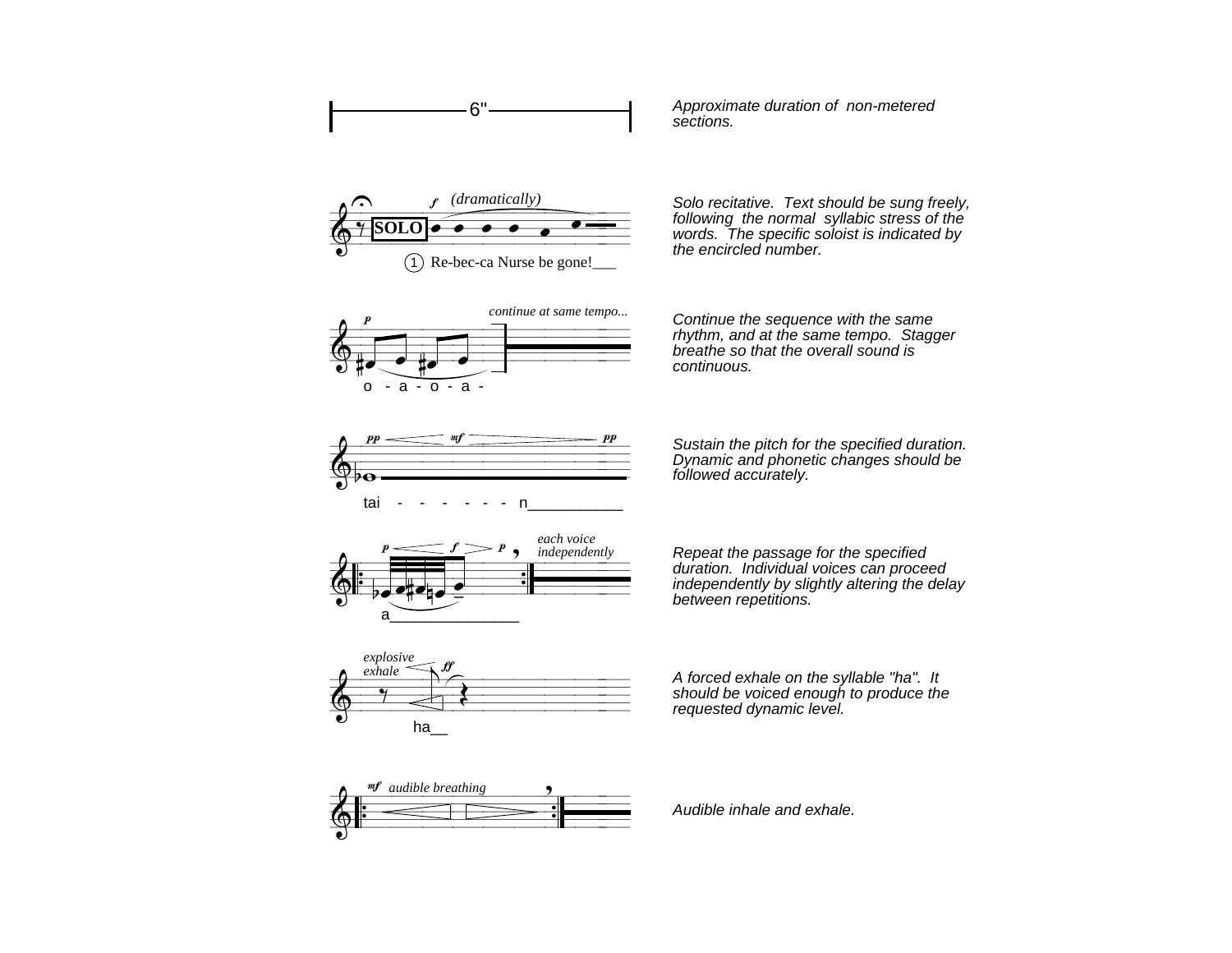Approximate duration of non-metered sections.

Solo recitative. Text should be sung freely, following the normal syllabic stress of the words. The specific soloist is indicated by the encircled number.

Continue the sequence with the same rhythm, and at the same tempo. Stagger breathe so that the overall sound is continuous.

Sustain the pitch for the specified duration. Dynamic and phonetic changes should be followed accurately.

Repeat the passage for the specified duration. Individual voices can proceed independently by slightly altering the delay between repetitions.

A forced exhale on the syllable "ha". It should be voiced enough to produce the requested dynamic level.

Audible inhale and exhale.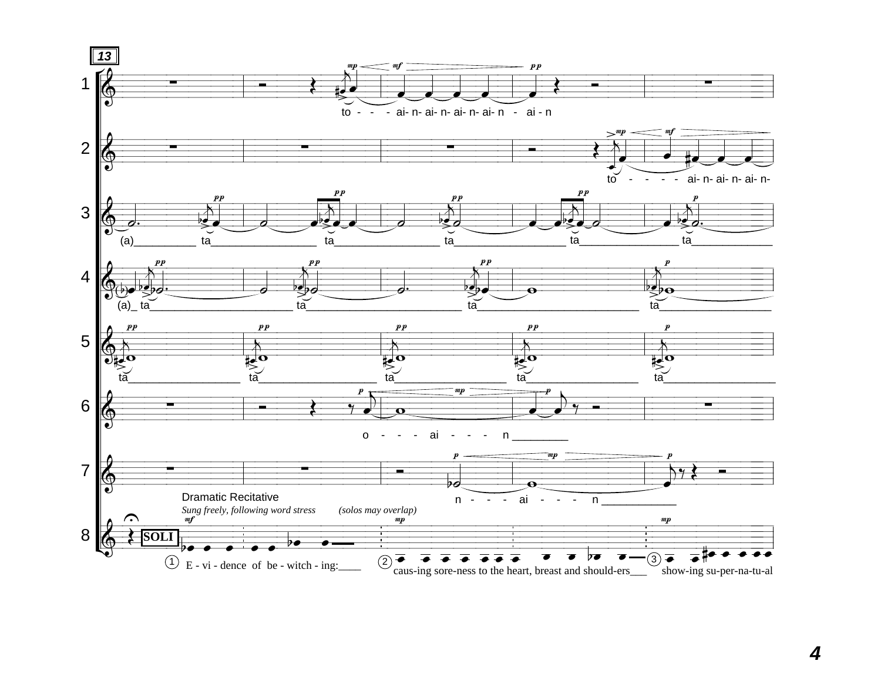13

Dramatic Recitative

*Sung freely, following word stress (solos may overlap)*

**SOLI**

1 E - vi - dence of be - witch - ing:____

2 caus-ing sore-ness to the heart, breast and should-ers___

3 show-ing su-per-na-tu-al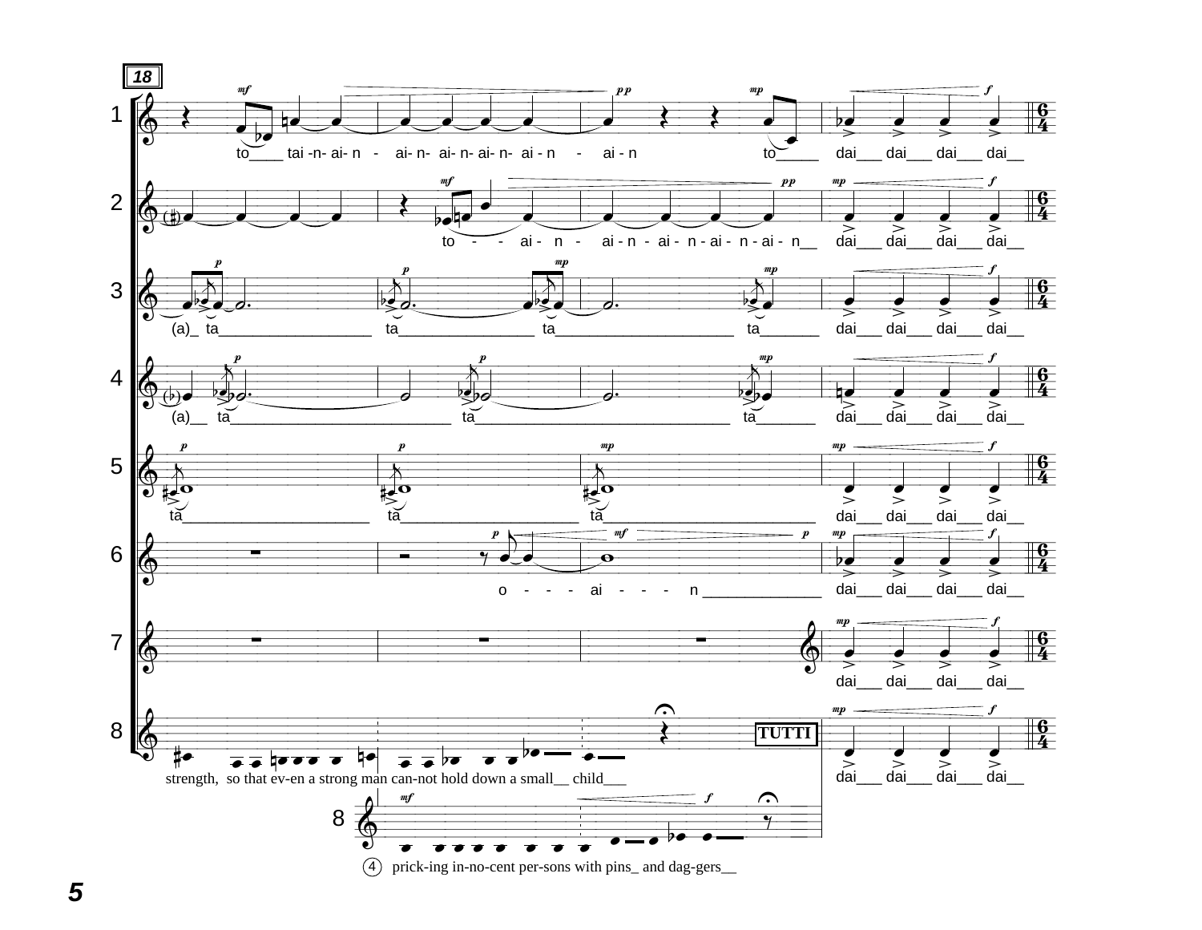**18**

1 to___ tai -n- ai- n - ai- n- ai- n- ai- n- ai - n - ai - n to_____ dai___ dai___ dai___ dai__

2 to - - ai - n - ai - n - ai - n - ai - n - ai - n__ dai___ dai___ dai___ dai__

3 (a)_ ta________________ ta________________ ta____________________ ta_______ dai___ dai___ dai___ dai__

4 (a)__ ta__________________________ ta______________________________ ta_______ dai___ dai___ dai___ dai__

5 ta_____________________ ta______________________ ta________________________ dai___ dai___ dai___ dai__

6 o - - - ai - - - n ______________ dai___ dai___ dai___ dai__

7 dai___ dai___ dai___ dai__

8 strength, so that ev-en a strong man can-not hold down a small__ child___ **TUTTI** dai___ dai___ dai___ dai__

8 (4) prick-ing in-no-cent per-sons with pins_ and dag-gers__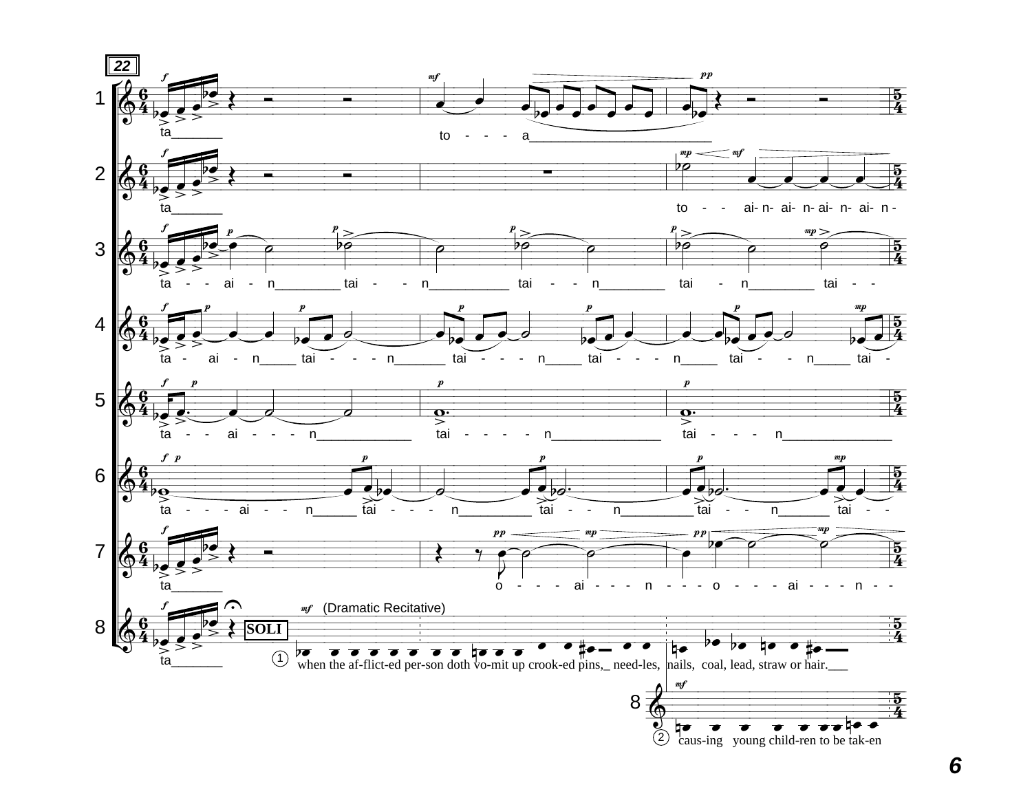22

1 ta_______ to - - - a________________________

2 ta_______ to - - ai- n- ai- n- ai- n- ai- n -

3 ta - - ai - n_________ tai - - n___________ tai - - n_________ tai - n_________ tai - -

4 ta - ai - n_____ tai - - - n_______ tai - - - n_____ tai - - - n_____ tai - - n_____ tai -

5 ta - - ai - - - n_____________ tai - - - - n_______________ tai - - - n_______________

6 ta - - - ai - - n______ tai - - - n__________ tai - - n__________ tai - - n_______ tai - -

7 ta_______ o - - - ai - - - n - - - o - - - ai - - - n - -

8 ta_______ SOLI (Dramatic Recitative)

① when the af-flict-ed per-son doth vo-mit up crook-ed pins,_ need-les, nails, coal, lead, straw or hair.___

8 ② caus-ing young child-ren to be tak-en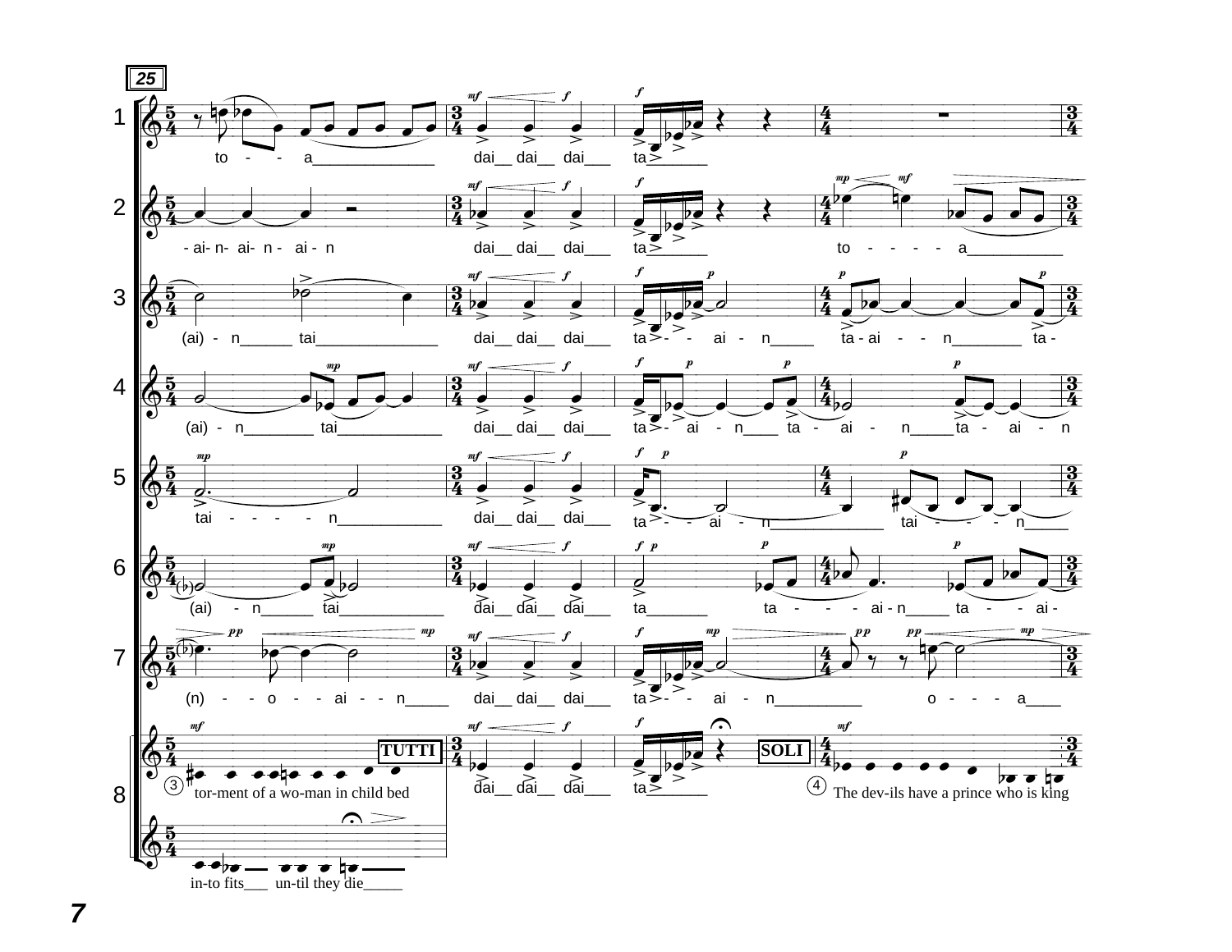25

1 to - - a dai dai dai ta

2 - ai- n- ai- n - ai - n dai dai dai ta to - - - - a

3 (ai) - n tai dai dai dai ta - - ai - n ta - ai - - n ta -

4 (ai) - n tai dai dai dai ta - ai - n ta - ai - n ta - ai - n

5 tai - - - - n dai dai dai ta - - ai - n tai - - - n

6 (ai) - n tai dai dai dai ta ta - - - ai - n ta - - ai -

7 (n) - - o - - ai - - n dai dai dai ta - - ai - n o - - - a

8 TUTTI SOLI

③ tor-ment of a wo-man in child bed dai dai dai ta ④ The dev-ils have a prince who is king

in-to fits un-til they die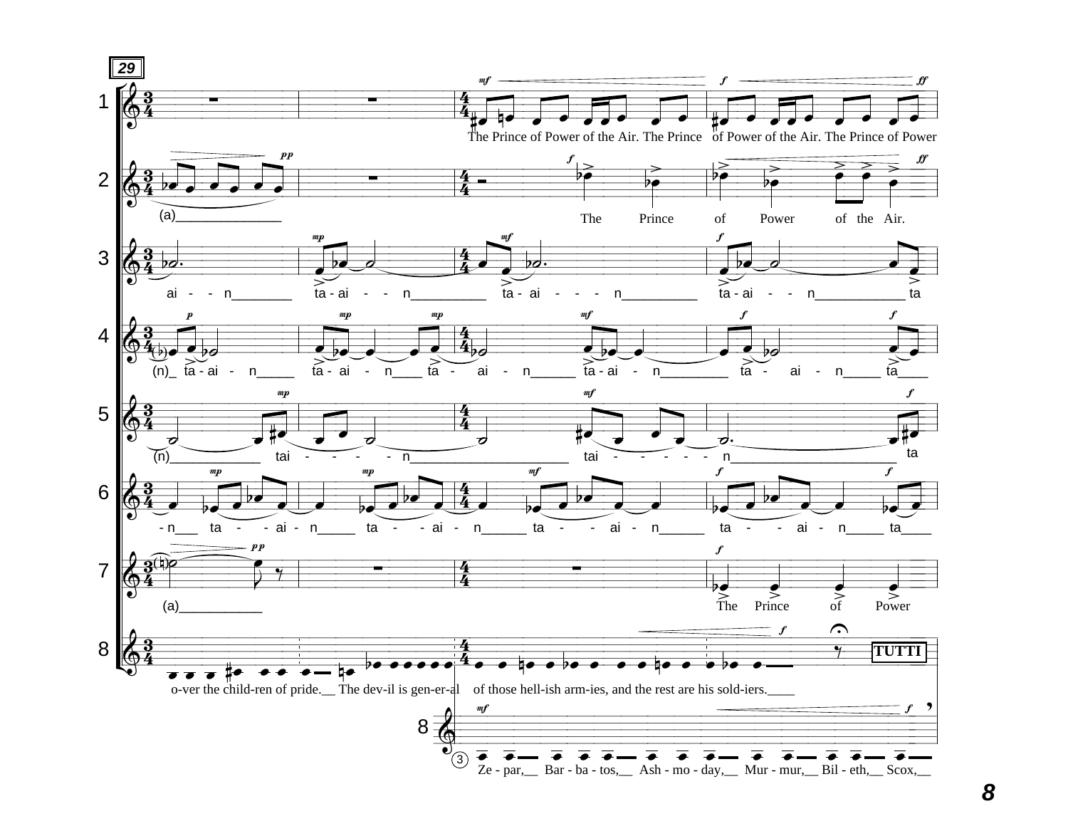**29**

1 — The Prince of Power of the Air. The Prince of Power of the Air. The Prince of Power

2 — (a)_______________ The Prince of Power of the Air.

3 — ai - - n________ ta - ai - - n__________ ta - ai - - - n__________ ta - ai - - n____________ ta

4 — (n)_ ta - ai - n_____ ta - ai - n____ ta - ai - n______ ta - ai - n_________ ta - ai - n_____ ta____

5 — (n)____________ tai - - - - n______________________ tai - - - - - n______________________ ta

6 — - n___ ta - - ai - n_____ ta - - ai - n______ ta - - ai - n______ ta - - ai - n_____ ta____

7 — (a)___________ The Prince of Power

8 — o-ver the child-ren of pride.__ The dev-il is gen-er-al of those hell-ish arm-ies, and the rest are his sold-iers.____

**TUTTI**

8 — Ze - par,__ Bar - ba - tos,__ Ash - mo - day,__ Mur - mur,__ Bil - eth,__ Scox,__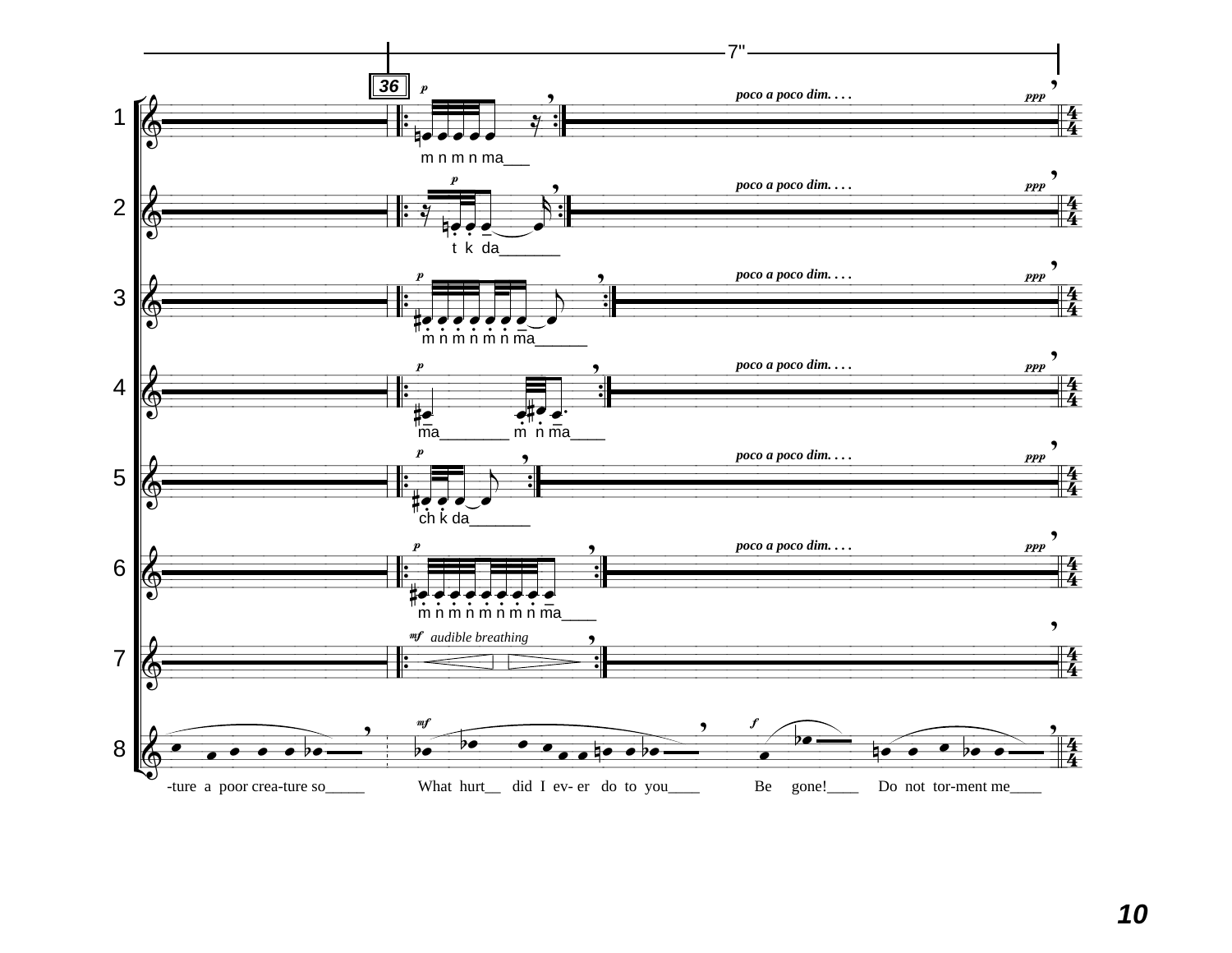7"

36

1 — *p* — m n m n ma___ — *poco a poco dim. . . .* — *ppp* — 4/4

2 — *p* — t k da_______ — *poco a poco dim. . . .* — *ppp* — 4/4

3 — *p* — m n m n m n ma______ — *poco a poco dim. . . .* — *ppp* — 4/4

4 — *p* — ma________ m n ma____ — *poco a poco dim. . . .* — *ppp* — 4/4

5 — *p* — ch k da_______ — *poco a poco dim. . . .* — *ppp* — 4/4

6 — *p* — m n m n m n m n ma____ — *poco a poco dim. . . .* — *ppp* — 4/4

7 — *mf* *audible breathing* — 4/4

8 — -ture a poor crea-ture so_____ — *mf* What hurt__ did I ev- er do to you____ — *f* Be gone!____ Do not tor-ment me____ — 4/4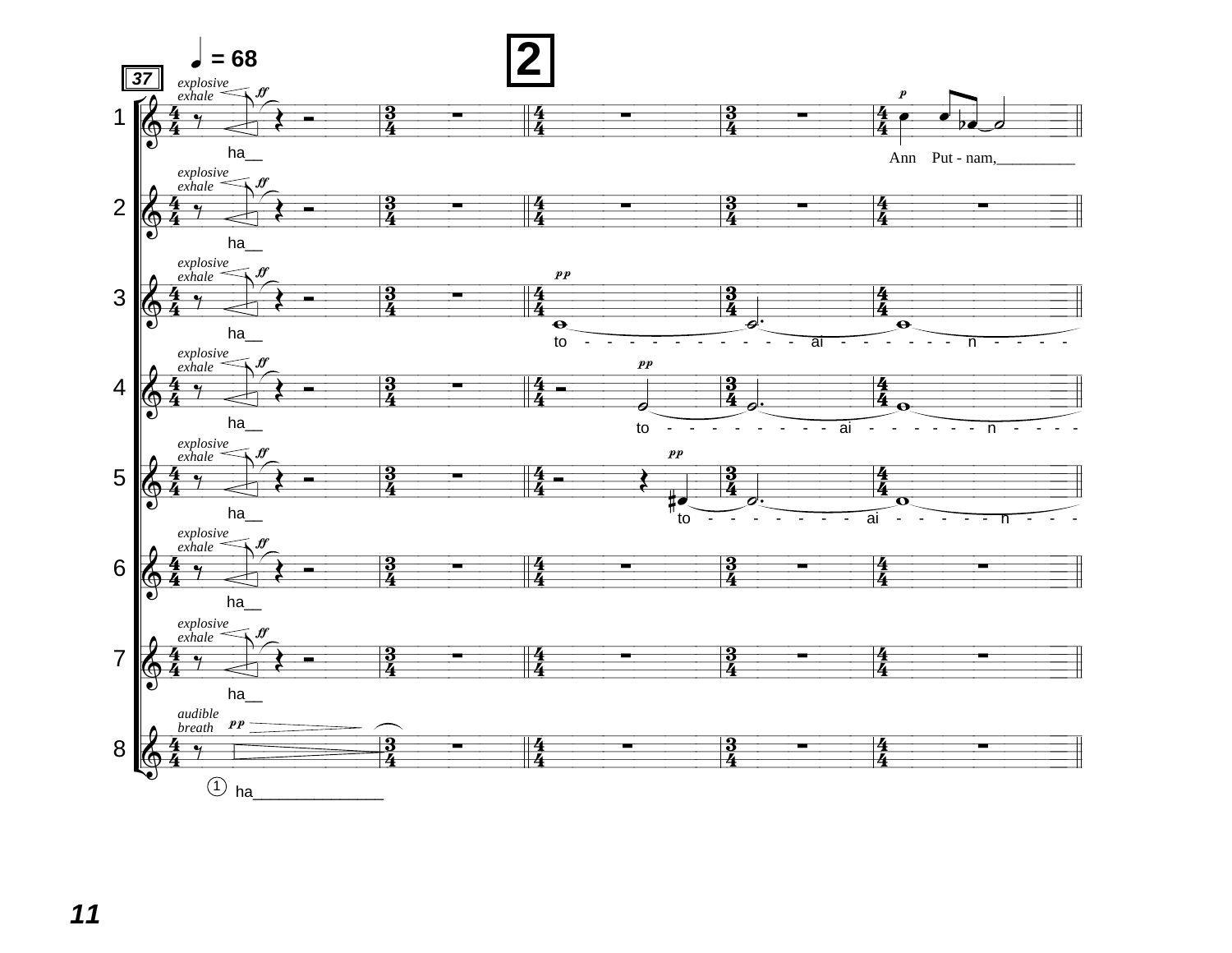2

♩ = 68

37

*explosive exhale* *ff*

1 ha__ — *p* Ann Put - nam,__________

2 ha__

3 ha__ — *pp* to - - - - - - - - - - - ai - - - - - - - n - - - -

4 ha__ — *pp* to - - - - - - - - - ai - - - - - - n - - - -

5 ha__ — *pp* to - - - - - - - - ai - - - - - - n - - -

6 ha__

7 ha__

8 *audible breath* *pp* ① ha_______________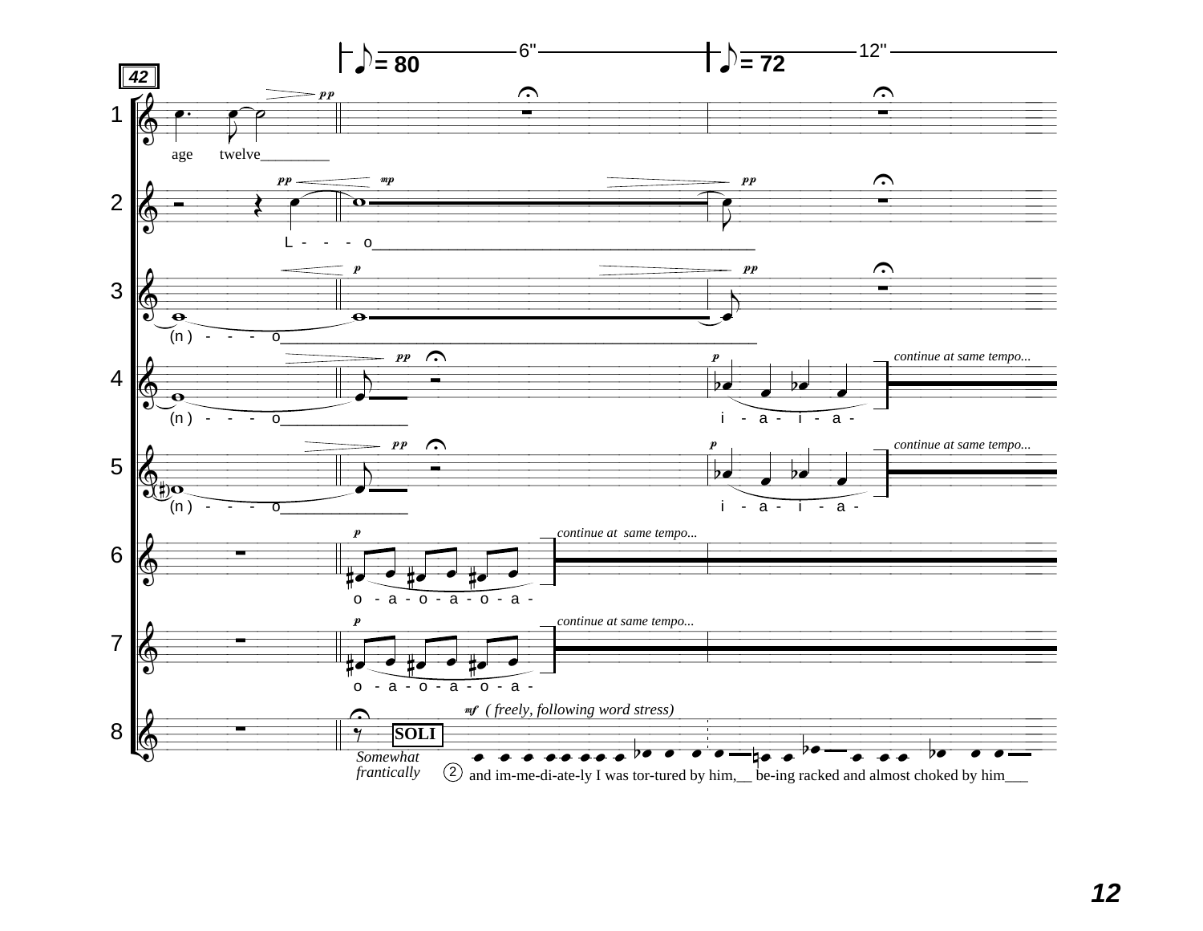42

♪ = 80 — 6" — ♪ = 72 — 12"

1 — *pp* — age twelve________

2 — *pp* *mp* *pp* — L - - - o______________________________________________

3 — *p* *pp* — (n) - - - o______________________________________________

4 — *pp* *p* — (n) - - - o______________ — i - a - i - a - — *continue at same tempo...*

5 — *pp* *p* — (n) - - - o______________ — i - a - i - a - — *continue at same tempo...*

6 — *p* — o - a - o - a - o - a - — *continue at same tempo...*

7 — *p* — o - a - o - a - o - a - — *continue at same tempo...*

8 — *Somewhat frantically* — **SOLI** — *mf* *( freely, following word stress)* — ② and im-me-di-ate-ly I was tor-tured by him,__ be-ing racked and almost choked by him___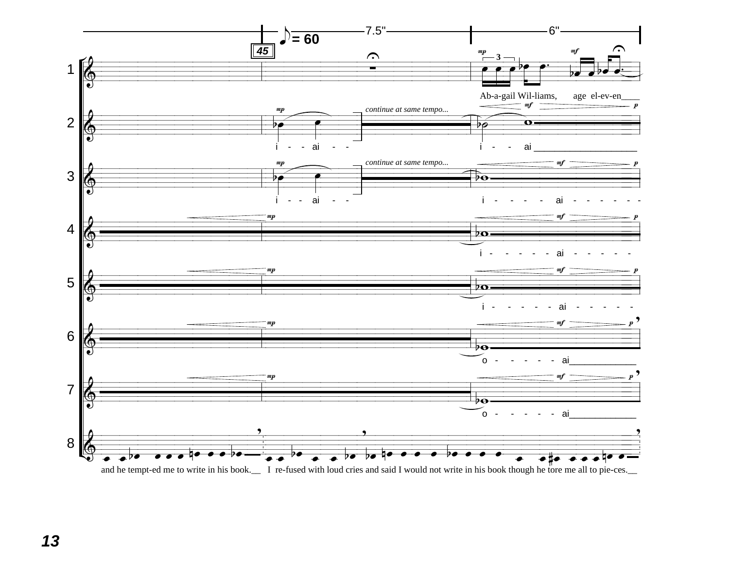45

♪ = 60

7.5"

6"

*continue at same tempo...*

1 — Ab-a-gail Wil-liams, age el-ev-en

2 — i - - ai - - / i - - ai

3 — i - - ai - - / i - - - - ai - - - - - -

4 — i - - - - - ai - - - - -

5 — i - - - - - ai - - - - -

6 — o - - - - - ai

7 — o - - - - - ai

8 — and he tempt-ed me to write in his book. I re-fused with loud cries and said I would not write in his book though he tore me all to pie-ces.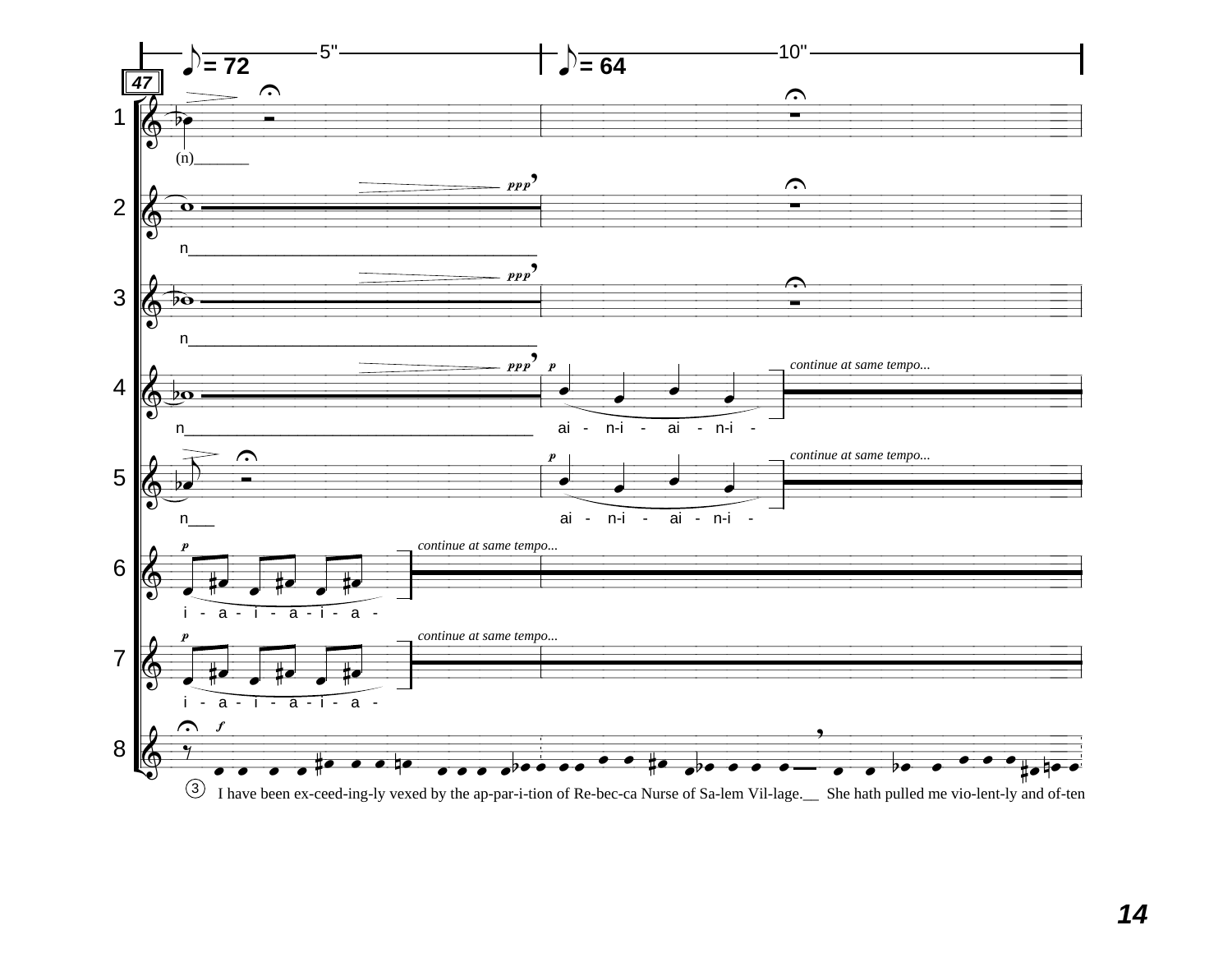47

♪ = 72 — 5" — ♪ = 64 — 10"

1 — (n)\_\_\_\_\_\_\_

2 — n\_\_\_\_\_\_\_\_\_\_\_\_\_\_\_\_\_\_\_\_\_\_\_\_\_\_\_\_\_\_\_\_\_\_\_\_\_\_\_\_\_ *ppp*

3 — n\_\_\_\_\_\_\_\_\_\_\_\_\_\_\_\_\_\_\_\_\_\_\_\_\_\_\_\_\_\_\_\_\_\_\_\_\_\_\_\_\_ *ppp*

4 — n\_\_\_\_\_\_\_\_\_\_\_\_\_\_\_\_\_\_\_\_\_\_\_\_\_\_\_\_\_\_\_\_\_\_\_\_\_\_\_\_\_ *ppp* *p* ai - n-i - ai - n-i - *continue at same tempo...*

5 — n\_\_\_ *p* ai - n-i - ai - n-i - *continue at same tempo...*

6 — *p* i - a - i - a - i - a - *continue at same tempo...*

7 — *p* i - a - i - a - i - a - *continue at same tempo...*

8 — *f* ③ I have been ex-ceed-ing-ly vexed by the ap-par-i-tion of Re-bec-ca Nurse of Sa-lem Vil-lage.\_\_ She hath pulled me vio-lent-ly and of-ten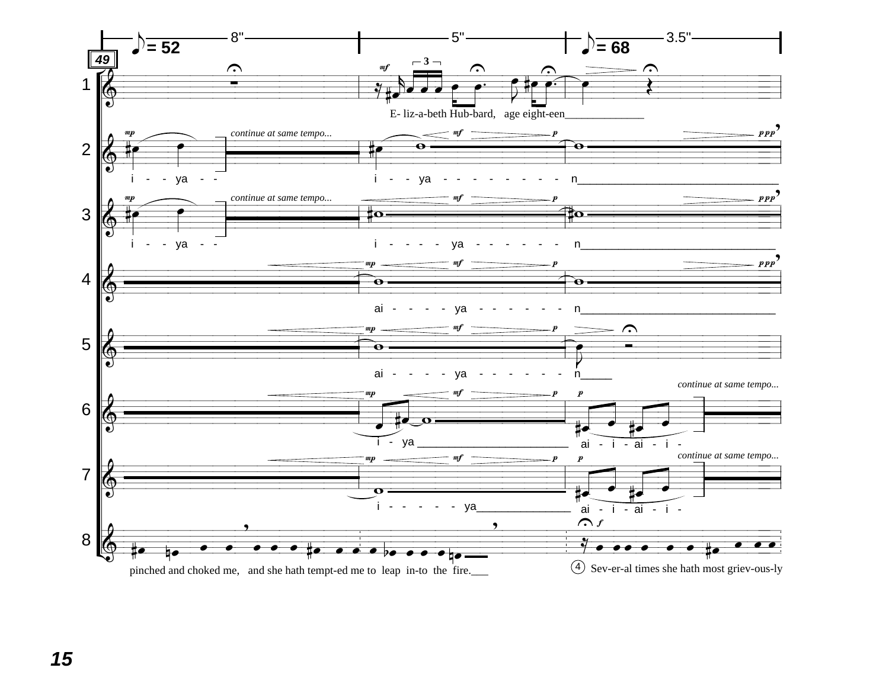♪ = 52 — 8" — 5" — ♪ = 68 — 3.5"

49

1 — E- liz-a-beth Hub-bard, age eight-een

2 — *continue at same tempo...* — i - - ya - - — i - - ya - - - - - - - - - n

3 — *continue at same tempo...* — i - - ya - - — i - - - - ya - - - - - - - n

4 — ai - - - - ya - - - - - - - n

5 — ai - - - - ya - - - - - - - n

6 — i - ya — ai - i - ai - i - — *continue at same tempo...*

7 — i - - - - - ya — ai - i - ai - i - — *continue at same tempo...*

8 — pinched and choked me, and she hath tempt-ed me to leap in-to the fire. — 4 Sev-er-al times she hath most griev-ous-ly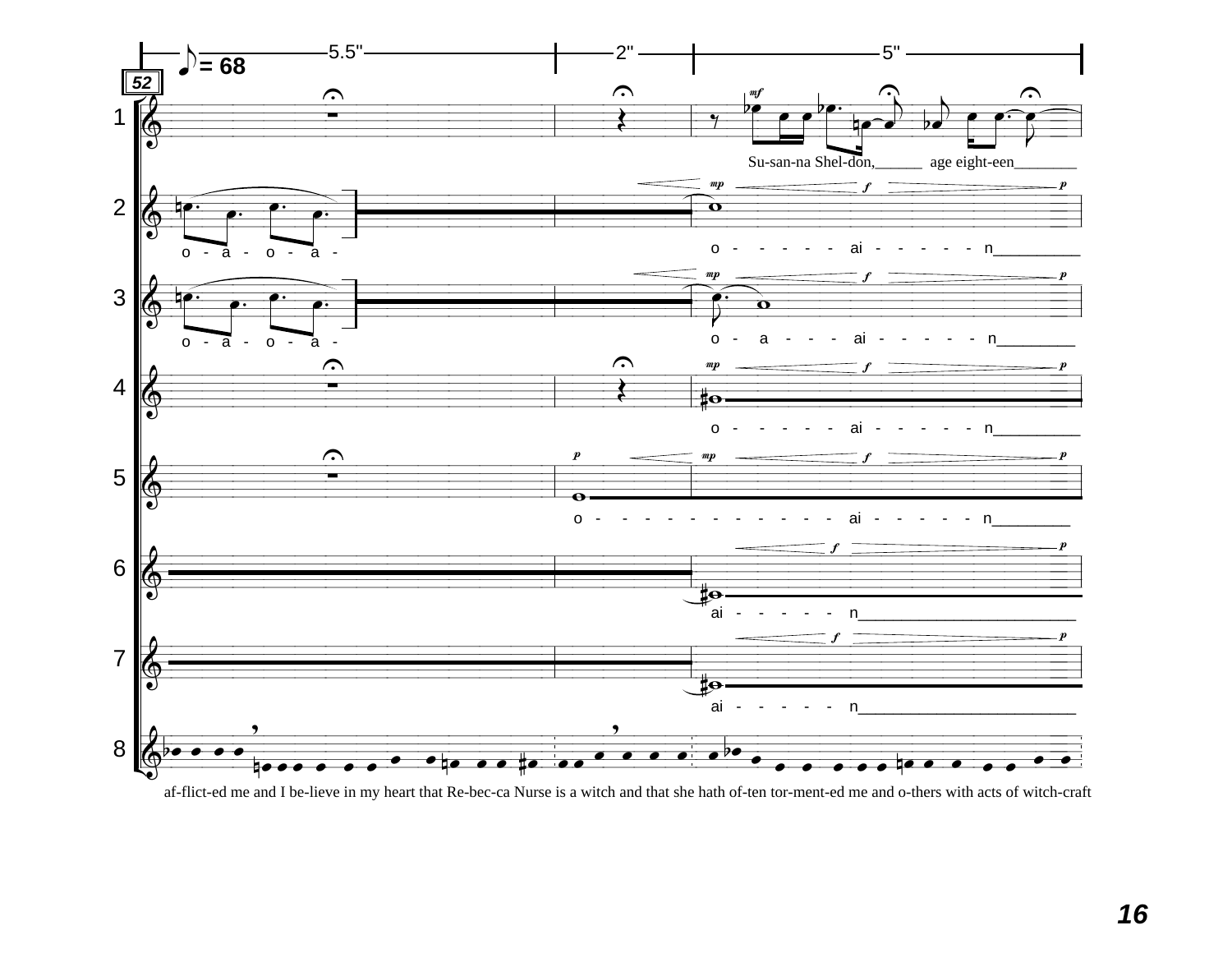♪ = 68

5.5" — 2" — 5"

52

1: Su-san-na Shel-don, age eight-een

2: o - a - o - a - … o - ai - n

3: o - a - o - a - … o - a - ai - n

4: o - ai - n

5: o - ai - n

6: ai - n

7: ai - n

8: af-flict-ed me and I be-lieve in my heart that Re-bec-ca Nurse is a witch and that she hath of-ten tor-ment-ed me and o-thers with acts of witch-craft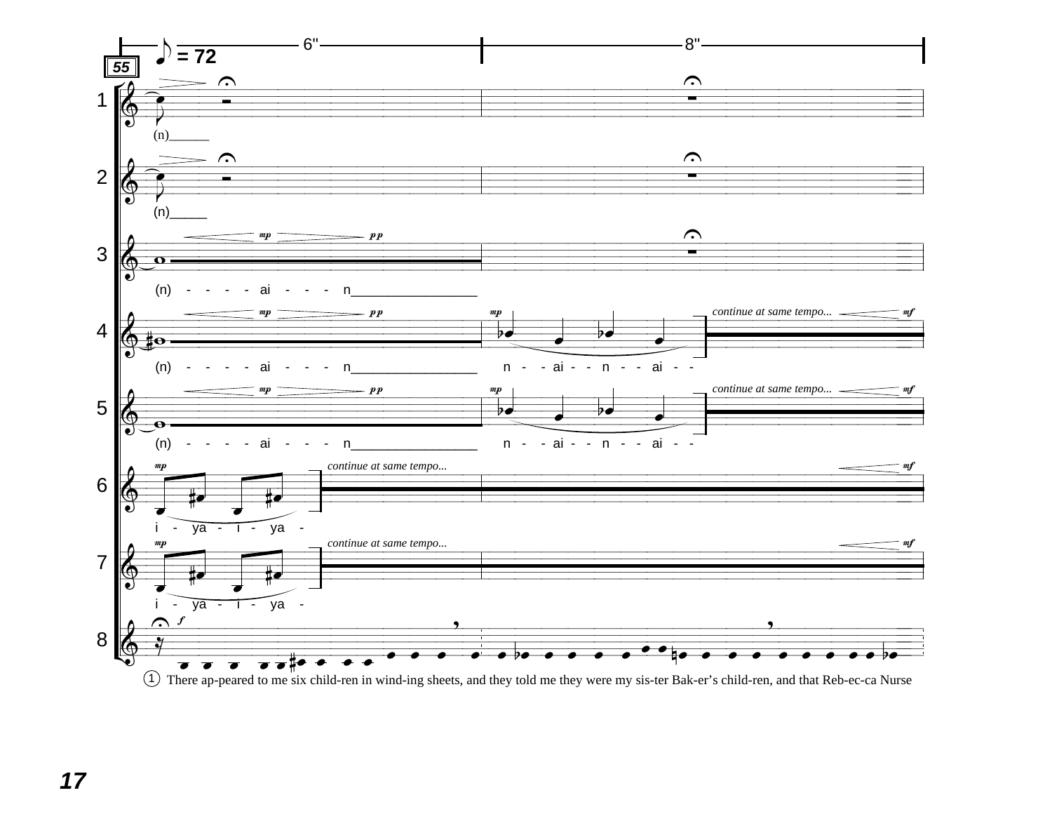♪ = 72

55

6"

8"

1 (n)\_\_\_\_\_\_

2 (n)\_\_\_\_\_

3 *mp* *pp* (n) - - - - ai - - - n\_\_\_\_\_\_\_\_\_\_\_\_\_\_\_\_\_

4 *mp* *pp* (n) - - - - ai - - - n\_\_\_\_\_\_\_\_\_\_\_\_\_\_\_\_\_ *mp* n - - ai - - n - - ai - - *continue at same tempo...* *mf*

5 *mp* *pp* (n) - - - - ai - - - n\_\_\_\_\_\_\_\_\_\_\_\_\_\_\_\_\_ *mp* n - - ai - - n - - ai - - *continue at same tempo...* *mf*

6 *mp* i - ya - i - ya - *continue at same tempo...* *mf*

7 *mp* i - ya - i - ya - *continue at same tempo...* *mf*

8 *f* (1) There ap-peared to me six child-ren in wind-ing sheets, and they told me they were my sis-ter Bak-er's child-ren, and that Reb-ec-ca Nurse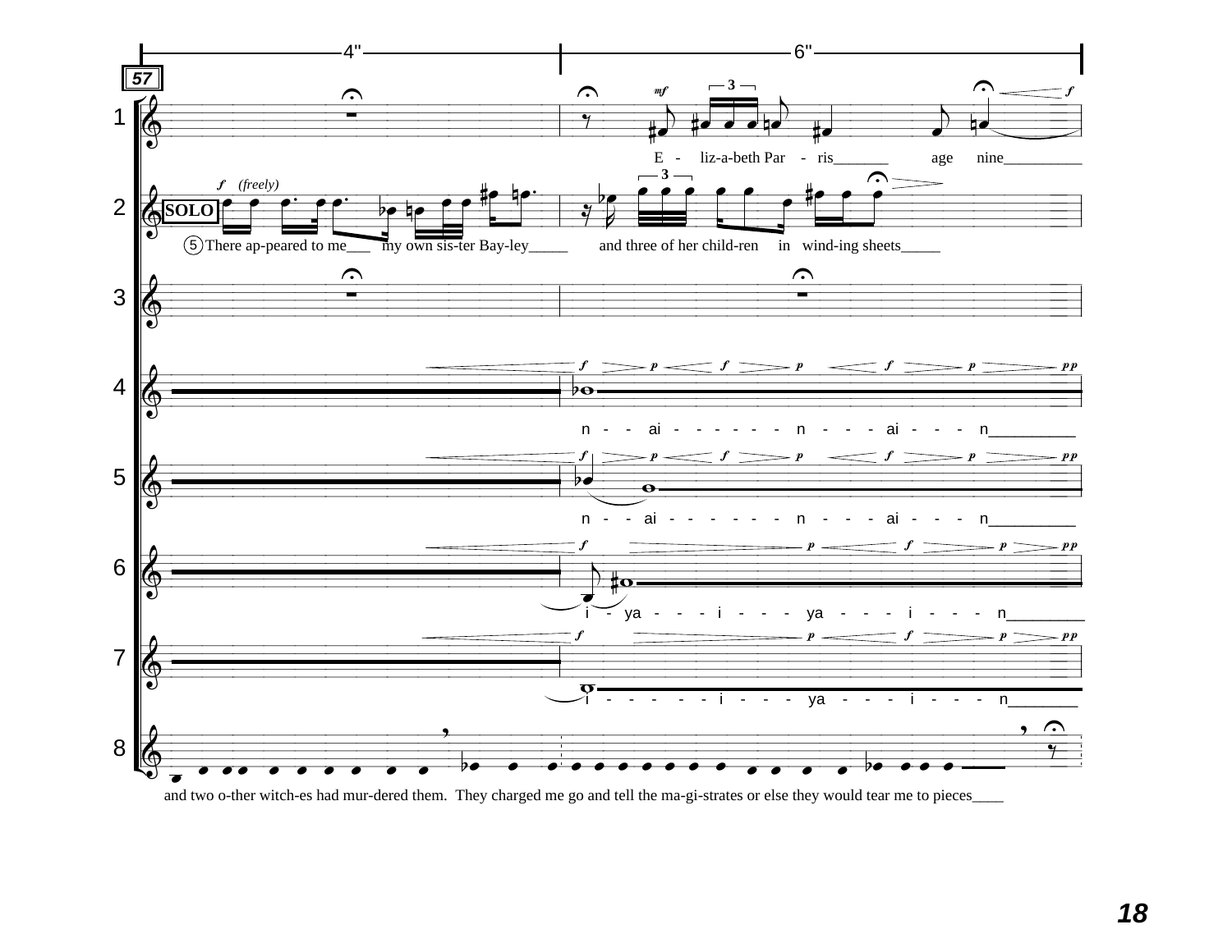4" 6"

57

1 E - liz-a-beth Par - ris_______ age nine__________

2 SOLO (freely) 5 There ap-peared to me___ my own sis-ter Bay-ley_____ and three of her child-ren in wind-ing sheets_____

3

4 n - - ai - - - - - - n - - - ai - - - n__________

5 n - - ai - - - - - - n - - - ai - - - n__________

6 i - ya - - - i - - - ya - - - i - - - n_________

7 i - - - - - i - - - ya - - - i - - - n________

8 and two o-ther witch-es had mur-dered them. They charged me go and tell the ma-gi-strates or else they would tear me to pieces____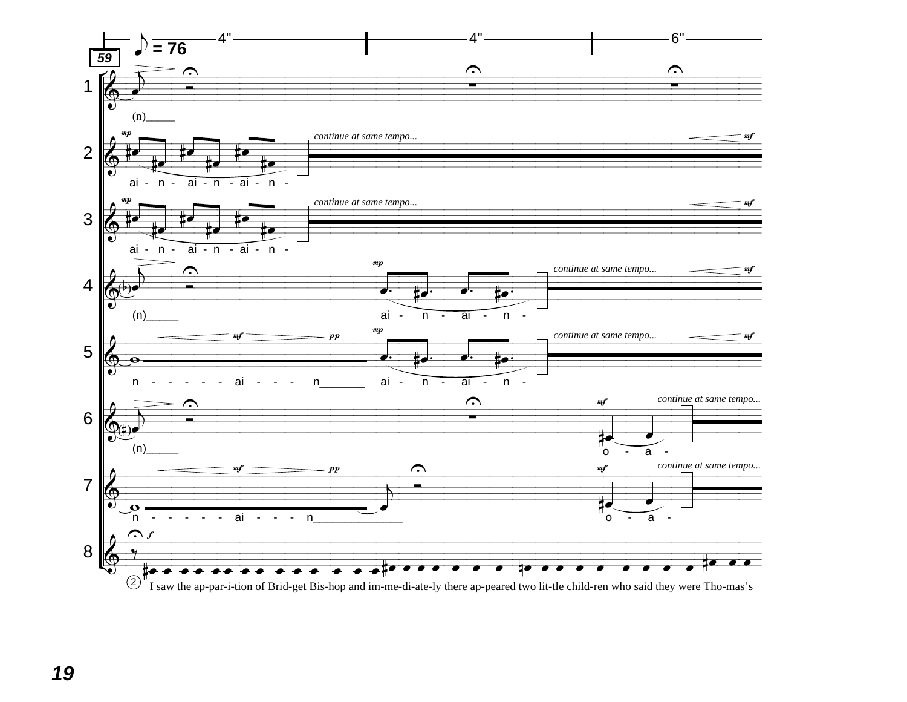♪ = 76

59

4" | 4" | 6"

1 — (n)

2 — *mp* ai - n - ai - n - ai - n - *continue at same tempo...* *mf*

3 — *mp* ai - n - ai - n - ai - n - *continue at same tempo...* *mf*

4 — (n) *mp* ai - n - ai - n - *continue at same tempo...* *mf*

5 — *mf* *pp* n - - - - - ai - - - n *mp* ai - n - ai - n - *continue at same tempo...* *mf*

6 — (n) *mf* o - a - *continue at same tempo...*

7 — *mf* *pp* n - - - - - ai - - - n *mf* o - a - *continue at same tempo...*

8 — *f* (2) I saw the ap-par-i-tion of Brid-get Bis-hop and im-me-di-ate-ly there ap-peared two lit-tle child-ren who said they were Tho-mas's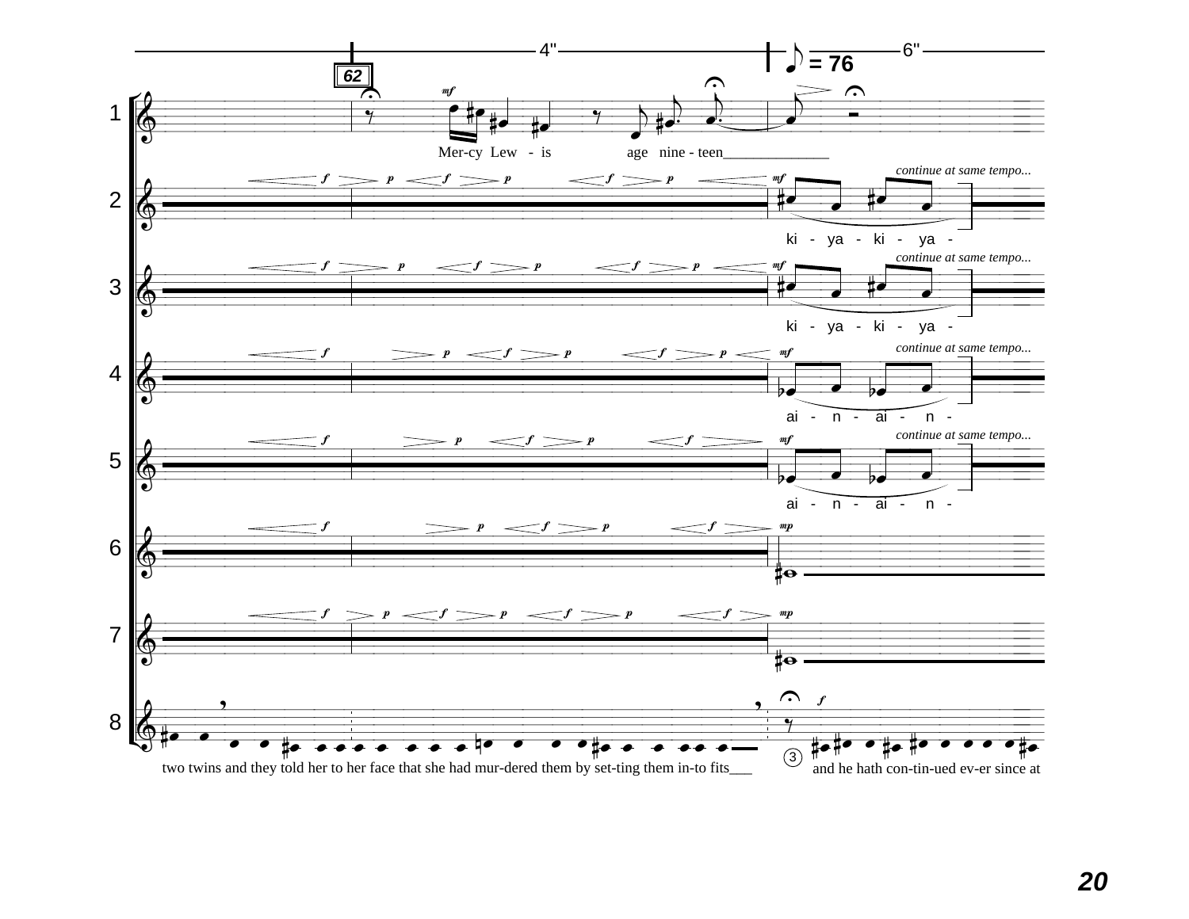4" 6" ♪ = 76

62

1 — *mf* Mer-cy Lew - is age nine - teen______________

2 — *f p f p f p* *mf* ki - ya - ki - ya - *continue at same tempo...*

3 — *f p f p f p* *mf* ki - ya - ki - ya - *continue at same tempo...*

4 — *f p f p f p* *mf* ai - n - ai - n - *continue at same tempo...*

5 — *f p f p f* *mf* ai - n - ai - n - *continue at same tempo...*

6 — *f p f p f* *mp*

7 — *f p f p f p f* *mp*

8 — two twins and they told her to her face that she had mur-dered them by set-ting them in-to fits___ ③ *f* and he hath con-tin-ued ev-er since at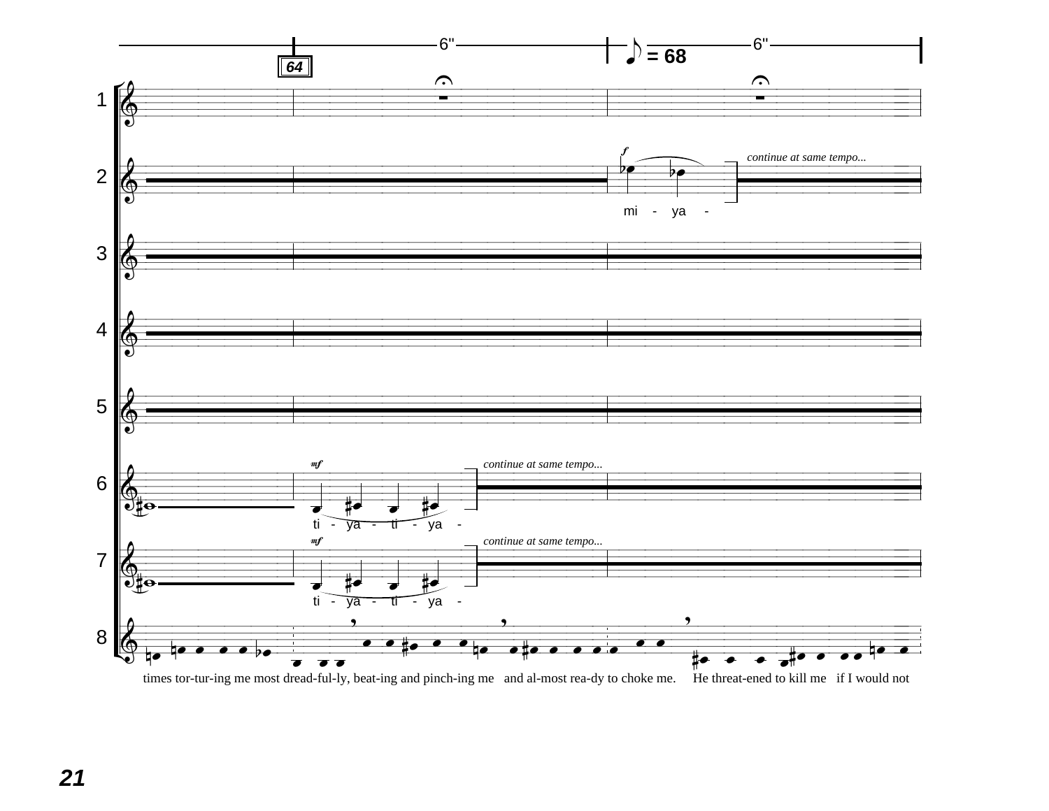64

6" — ♪ = 68 — 6"

1

2 *f* mi - ya - *continue at same tempo...*

3

4

5

6 *mf* ti - ya - ti - ya - *continue at same tempo...*

7 *mf* ti - ya - ti - ya - *continue at same tempo...*

8 times tor-tur-ing me most dread-ful-ly, beat-ing and pinch-ing me and al-most rea-dy to choke me. He threat-ened to kill me if I would not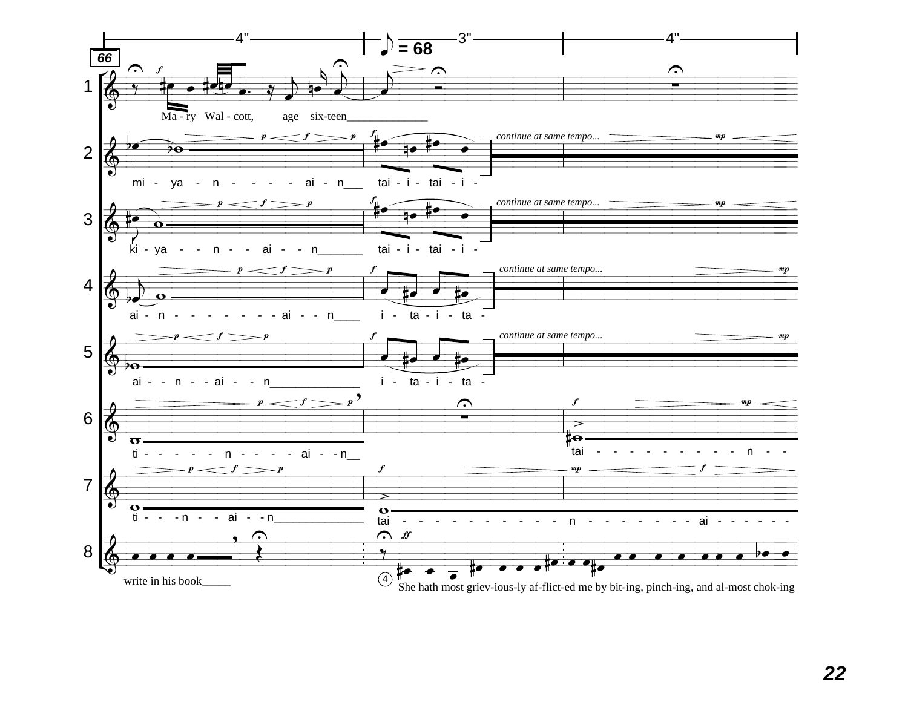66

4" | ♪ = 68 3" | 4"

1 — Ma - ry Wal - cott, age six-teen______________

2 — mi - ya - n - - - - ai - n___ tai - i - tai - i - *continue at same tempo...*

3 — ki - ya - - n - - ai - - n_______ tai - i - tai - i - *continue at same tempo...*

4 — ai - n - - - - - - - ai - - n____ i - ta - i - ta - *continue at same tempo...*

5 — ai - - n - - ai - - n______________ i - ta - i - ta - *continue at same tempo...*

6 — ti - - - - - n - - - - ai - - n__ tai - - - - - - - - - - n - - -

7 — ti - - - n - - ai - - n______________ tai - - - - - - - - - - - n - - - - - - - - ai - - - - - -

8 — write in his book_____ ④ She hath most griev-ious-ly af-flict-ed me by bit-ing, pinch-ing, and al-most chok-ing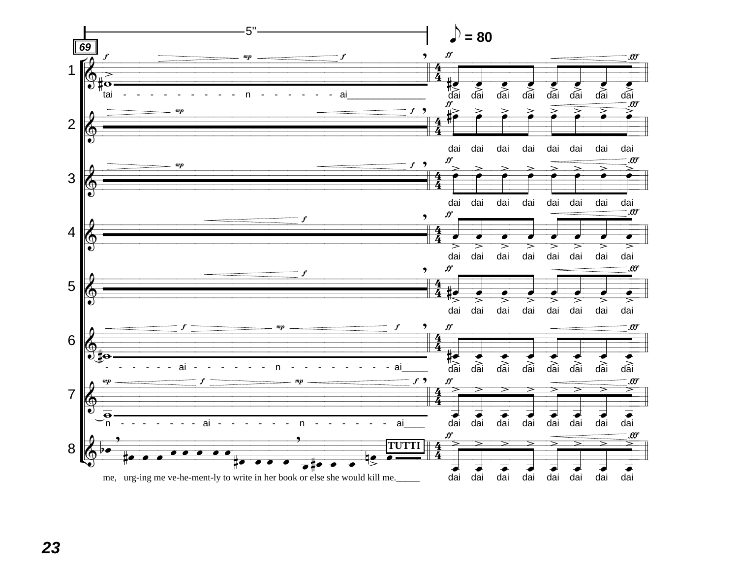69

5"

♪ = 80

1 — tai - - - - - - - - - - n - - - - - - - ai

dai dai dai dai dai dai dai dai

2 — dai dai dai dai dai dai dai dai

3 — dai dai dai dai dai dai dai dai

4 — dai dai dai dai dai dai dai dai

5 — dai dai dai dai dai dai dai dai

6 — - - - - - - ai - - - - - - - n - - - - - - - - - ai

dai dai dai dai dai dai dai dai

7 — n - - - - - - - ai - - - - - - - n - - - - - - - ai

dai dai dai dai dai dai dai dai

8 — me, urg-ing me ve-he-ment-ly to write in her book or else she would kill me.

TUTTI

dai dai dai dai dai dai dai dai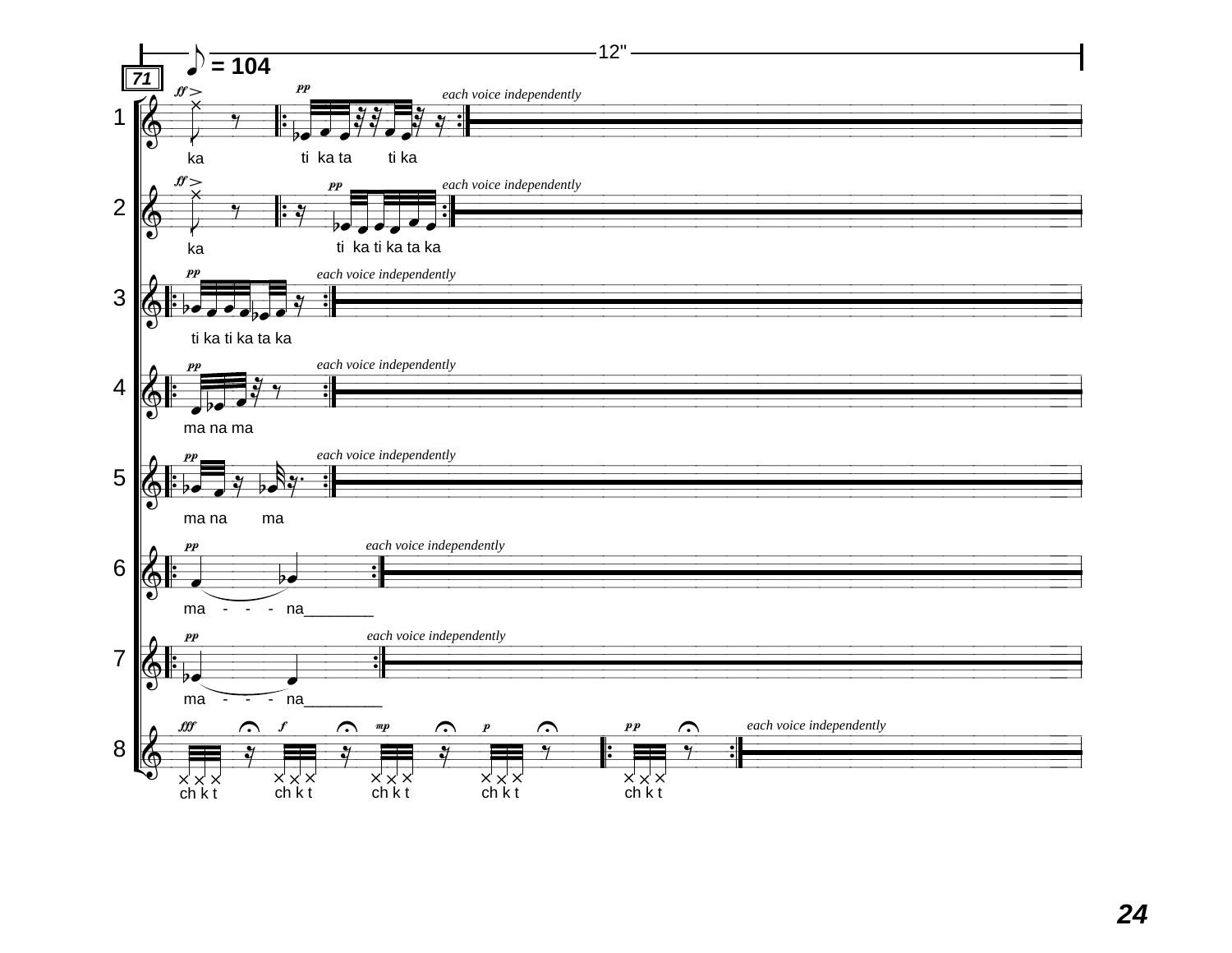71

♪ = 104 — 12"

1 — *ff* ka | *pp* ti ka ta ti ka — *each voice independently*

2 — *ff* ka | *pp* ti ka ti ka ta ka — *each voice independently*

3 — *pp* ti ka ti ka ta ka — *each voice independently*

4 — *pp* ma na ma — *each voice independently*

5 — *pp* ma na ma — *each voice independently*

6 — *pp* ma - - - na________ — *each voice independently*

7 — *pp* ma - - - na_________ — *each voice independently*

8 — *fff* ch k t | *f* ch k t | *mp* ch k t | *p* ch k t | *pp* ch k t — *each voice independently*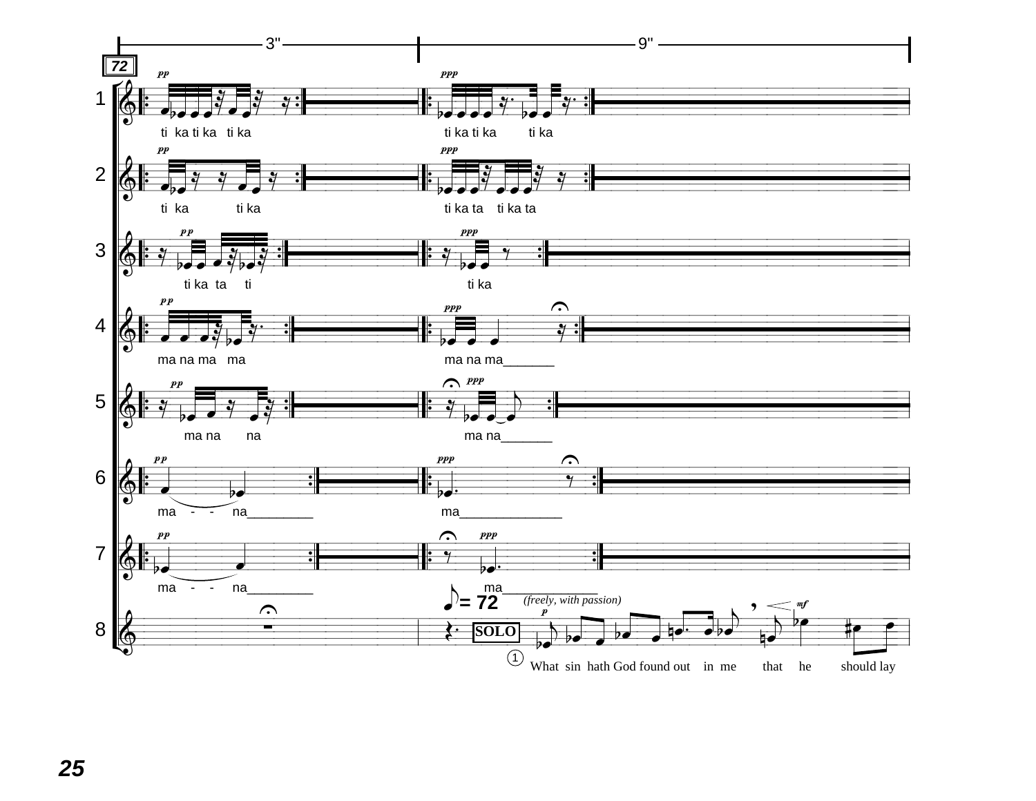3" — 9"

**72**

1. *pp* ti ka ti ka ti ka — *ppp* ti ka ti ka ti ka

2. *pp* ti ka ti ka — *ppp* ti ka ta ti ka ta

3. *pp* ti ka ta ti — *ppp* ti ka

4. *pp* ma na ma ma — *ppp* ma na ma_______

5. *pp* ma na na — *ppp* ma na_______

6. *pp* ma - - na_________ — *ppp* ma______________

7. *pp* ma - - na_________ — *ppp* ma______________

8. ♪ = 72 *(freely, with passion)* **SOLO** *p* … *mf*

① What sin hath God found out in me that he should lay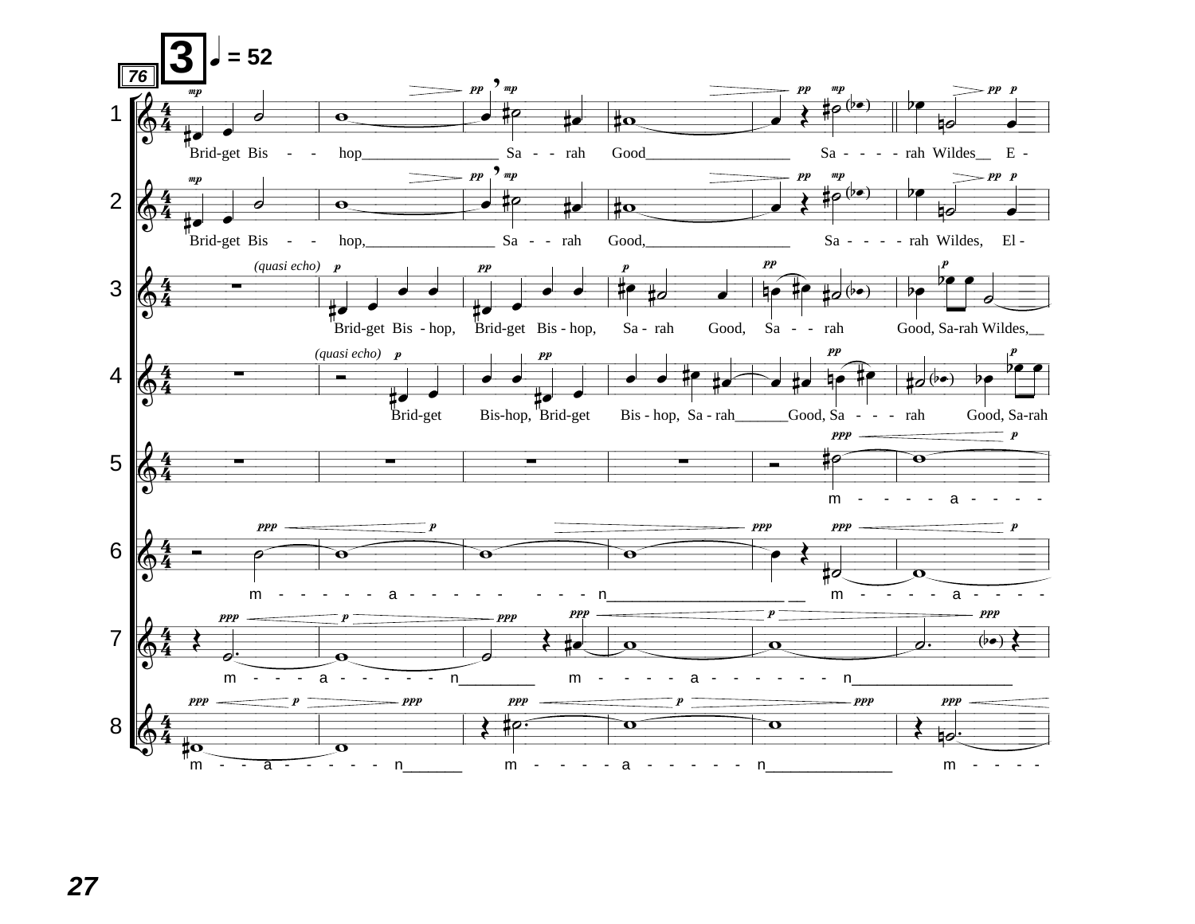**3** ♩ = 52

76

1. Brid-get Bis - - hop Sa - - rah Good Sa - - - - rah Wildes E -
2. Brid-get Bis - - hop, Sa - - rah Good, Sa - - - - rah Wildes, El -
3. *(quasi echo)* Brid-get Bis - hop, Brid-get Bis - hop, Sa - rah Good, Sa - - rah Good, Sa-rah Wildes,
4. *(quasi echo)* Brid-get Bis-hop, Brid-get Bis - hop, Sa - rah Good, Sa - - - rah Good, Sa-rah
5. m - - - - a - - - -
6. m - - - - - a - - - - - - - - n m - - - - a - - - -
7. m - - - a - - - - - n m - - - - a - - - - - - n
8. m - - a - - - - - n m - - - - a - - - - - - n m - - - -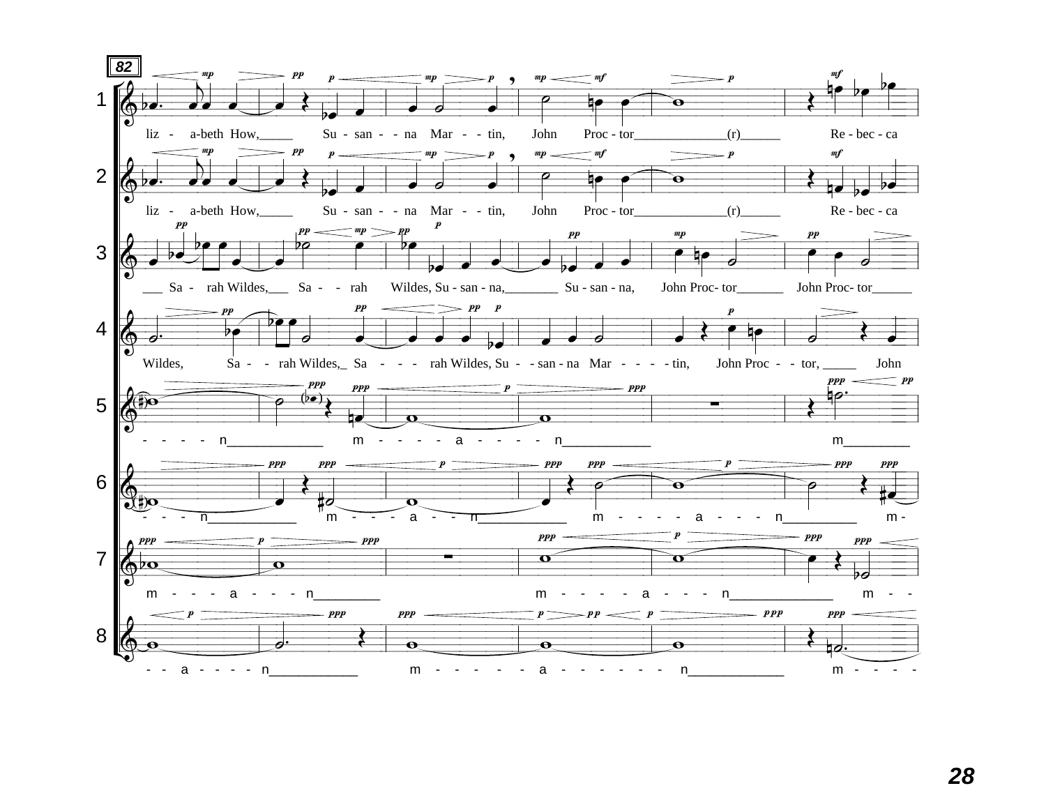82

1
liz - a-beth How,_____ Su - san - - na Mar - - tin, John Proc - tor_____________(r)______ Re - bec - ca

2
liz - a-beth How,_____ Su - san - - na Mar - - tin, John Proc - tor_____________(r)______ Re - bec - ca

3
___ Sa - rah Wildes,___ Sa - - rah Wildes, Su - san - na,________ Su - san - na, John Proc- tor_______ John Proc- tor______

4
Wildes, Sa - - rah Wildes,_ Sa - - - rah Wildes, Su - - san - na Mar - - - - tin, John Proc - - tor, _____ John

5
- - - - n_____________ m - - - - a - - - - n____________ m_________

6
- - - n___________ m - - - a - - n___________ m - - - - a - - - n_________ m -

7
m - - - a - - - n________ m - - - - a - - - n_____________ m - -

8
- - a - - - - n___________ m - - - - - a - - - - - - n____________ m - - - -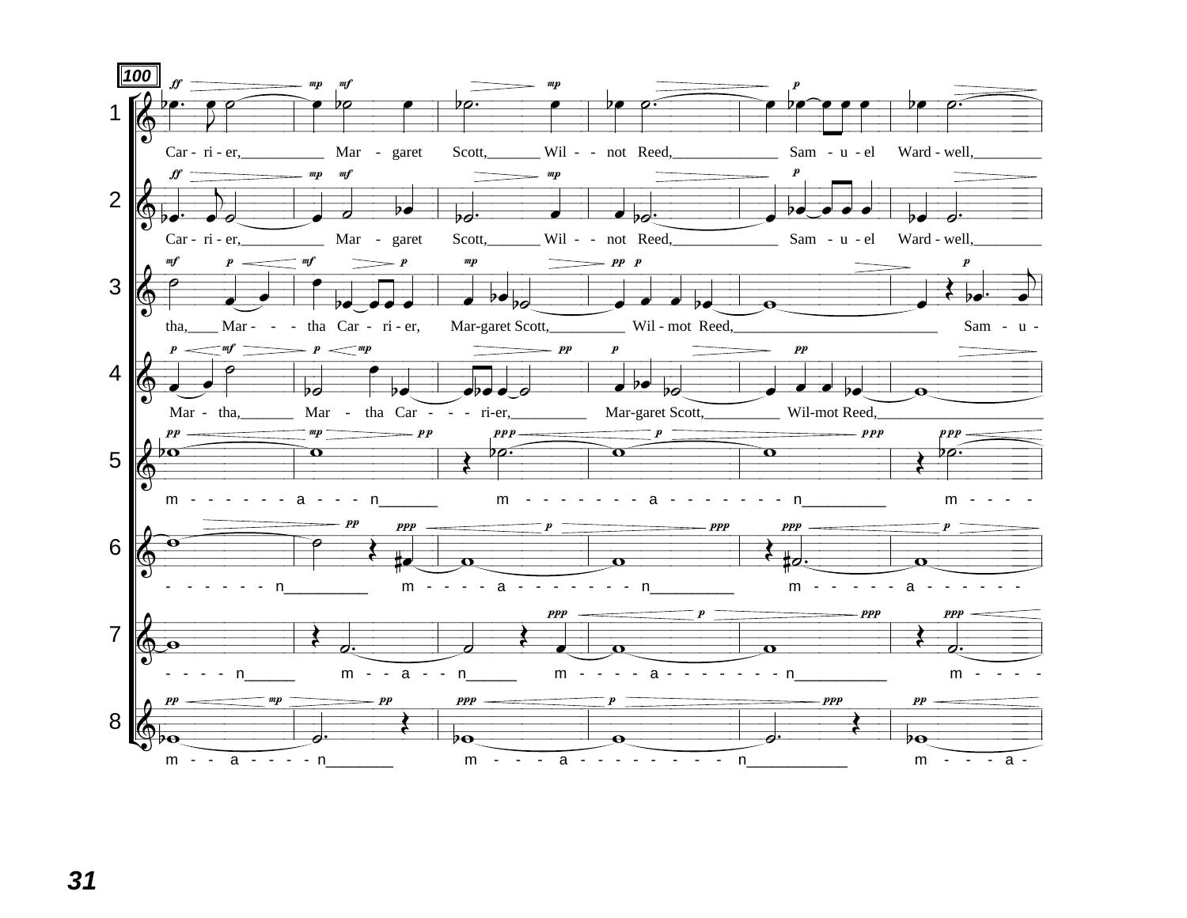**100**

1. Car - ri - er, Mar - garet Scott, Wil - - not Reed, Sam - u - el Ward - well,

2. Car - ri - er, Mar - garet Scott, Wil - - not Reed, Sam - u - el Ward - well,

3. tha, Mar - - - tha Car - ri - er, Mar-garet Scott, Wil - mot Reed, Sam - u -

4. Mar - tha, Mar - tha Car - - - ri-er, Mar-garet Scott, Wil-mot Reed,

5. m - - - - - - a - - - n m - - - - - - - a - - - - - - - n m - - - -

6. - - - - - - n m - - - - a - - - - - - - n m - - - - - a - - - - - -

7. - - - - n m - - a - - n m - - - - a - - - - - - - n m - - - -

8. m - - a - - - - n m - - - a - - - - - - - - n m - - - a -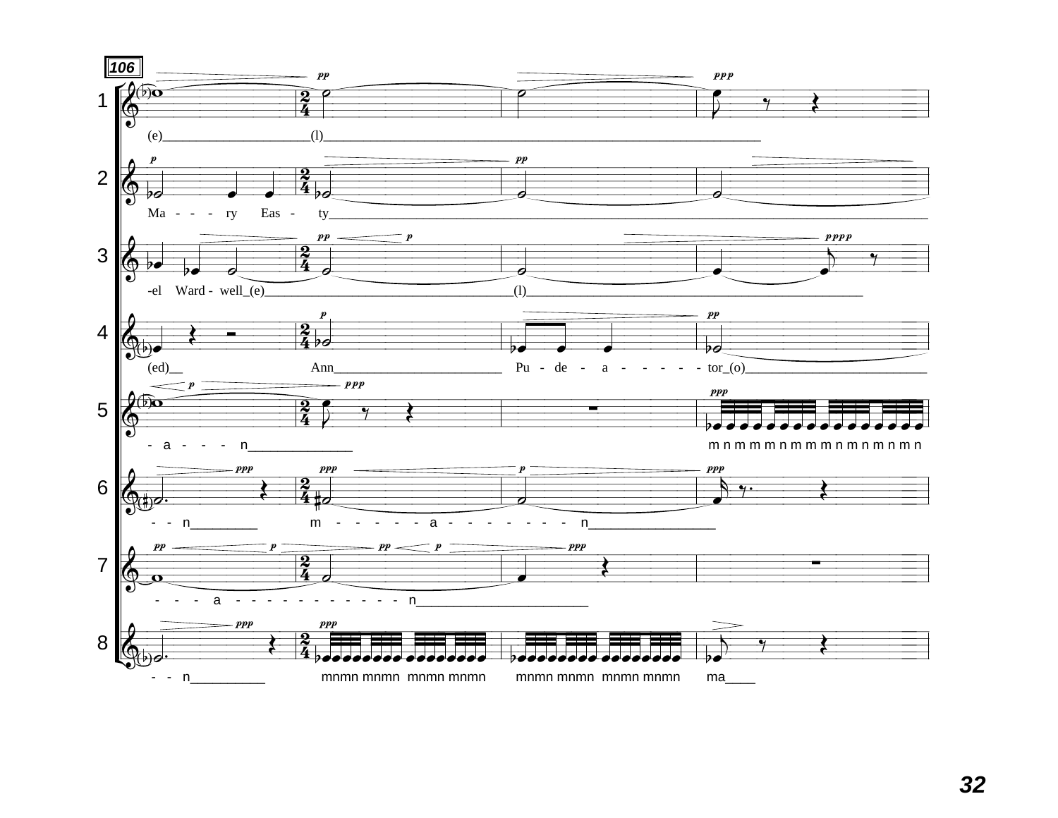106

1 (e)______________________(l)______________________________________________________________

2 Ma - - - ry Eas - ty______________________________________________________________

3 -el Ward - well_(e)____________________________________(l)______________________________________________

4 (ed)__ Ann_________________________ Pu - de - a - - - - - tor_(o)____________________________

5 - a - - - n______________ m n m m m n m m m n m n m n m n

6 - - n_________ m - - - - - - a - - - - - - - - n_________________

7 - - - a - - - - - - - - - - - - n_______________________

8 - - n__________ mnmn mnmn mnmn mnmn mnmn mnmn mnmn mnmn ma____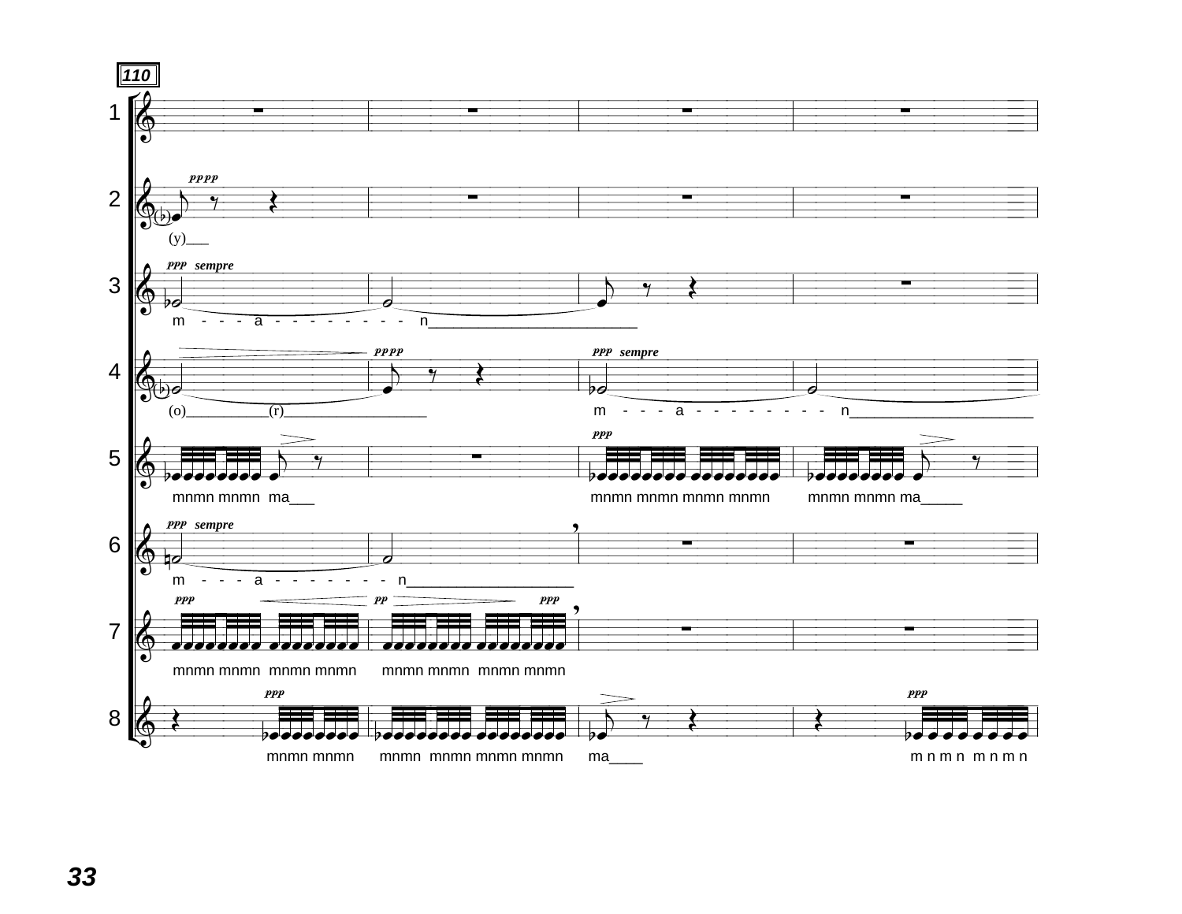**110**

1

2 — *pppp* — (y)___

3 — *ppp sempre* — m - - - a - - - - - - - - - n________________________

4 — *pppp* — (o)__________(r)__________________ — *ppp sempre* — m - - - a - - - - - - - - - n______________________

5 — mnmn mnmn ma___ — *ppp* — mnmn mnmn mnmn mnmn — mnmn mnmn ma_____

6 — *ppp sempre* — m - - - a - - - - - - - - n___________________

7 — *ppp* — mnmn mnmn mnmn mnmn — *pp* — mnmn mnmn mnmn mnmn — *ppp*

8 — *ppp* — mnmn mnmn — mnmn mnmn mnmn mnmn — ma____ — *ppp* — m n m n m n m n